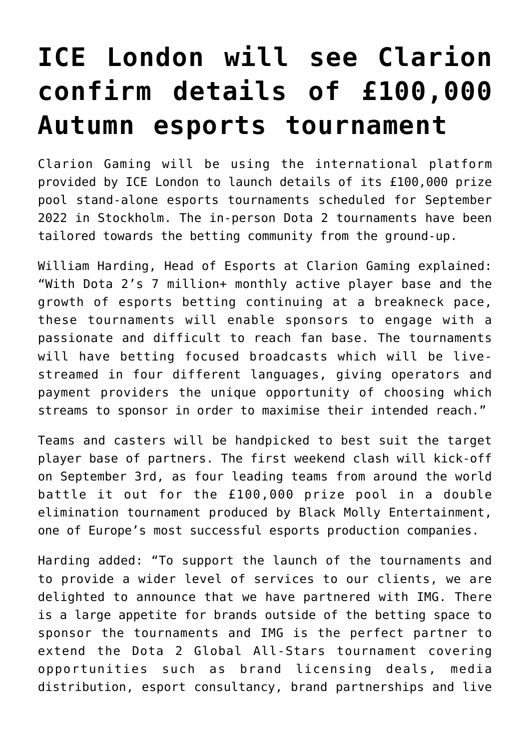# ICE London will see Clarion confirm details of £100,000 Autumn esports tournament

Clarion Gaming will be using the international platform provided by ICE London to launch details of its £100,000 prize pool stand-alone esports tournaments scheduled for September 2022 in Stockholm. The in-person Dota 2 tournaments have been tailored towards the betting community from the ground-up.

William Harding, Head of Esports at Clarion Gaming explained: "With Dota 2's 7 million+ monthly active player base and the growth of esports betting continuing at a breakneck pace, these tournaments will enable sponsors to engage with a passionate and difficult to reach fan base. The tournaments will have betting focused broadcasts which will be live-streamed in four different languages, giving operators and payment providers the unique opportunity of choosing which streams to sponsor in order to maximise their intended reach."

Teams and casters will be handpicked to best suit the target player base of partners. The first weekend clash will kick-off on September 3rd, as four leading teams from around the world battle it out for the £100,000 prize pool in a double elimination tournament produced by Black Molly Entertainment, one of Europe's most successful esports production companies.

Harding added: "To support the launch of the tournaments and to provide a wider level of services to our clients, we are delighted to announce that we have partnered with IMG. There is a large appetite for brands outside of the betting space to sponsor the tournaments and IMG is the perfect partner to extend the Dota 2 Global All-Stars tournament covering opportunities such as brand licensing deals, media distribution, esport consultancy, brand partnerships and live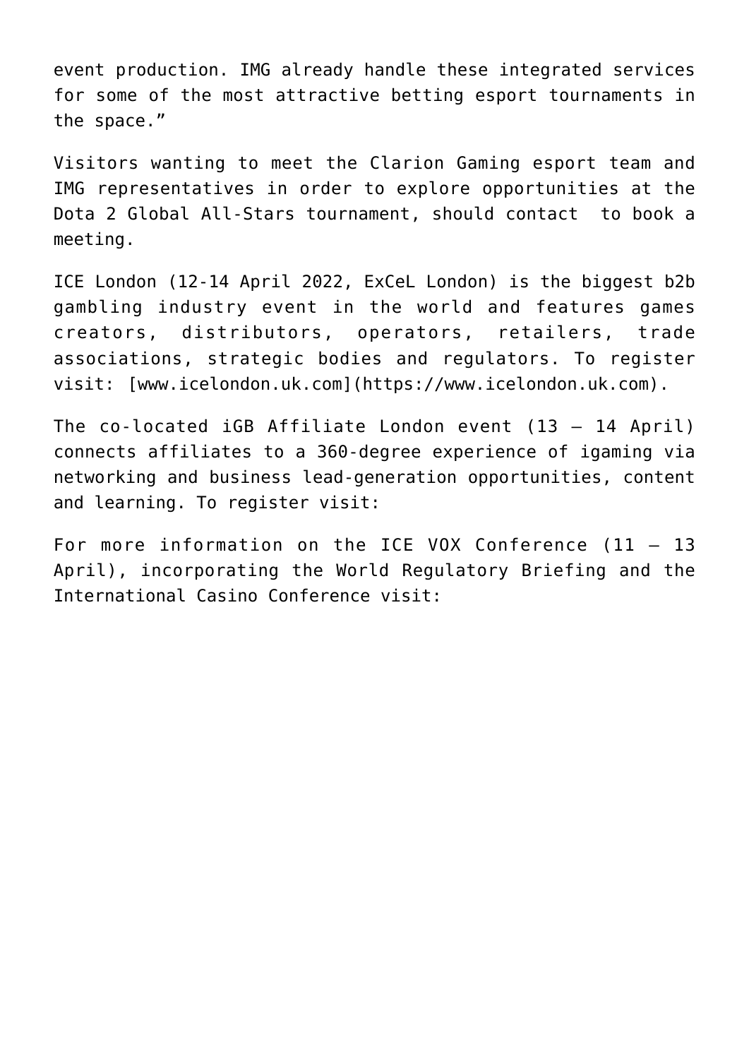event production. IMG already handle these integrated services for some of the most attractive betting esport tournaments in the space."

Visitors wanting to meet the Clarion Gaming esport team and IMG representatives in order to explore opportunities at the Dota 2 Global All-Stars tournament, should contact  to book a meeting.

ICE London (12-14 April 2022, ExCeL London) is the biggest b2b gambling industry event in the world and features games creators, distributors, operators, retailers, trade associations, strategic bodies and regulators. To register visit: [www.icelondon.uk.com](https://www.icelondon.uk.com).

The co-located iGB Affiliate London event (13 – 14 April) connects affiliates to a 360-degree experience of igaming via networking and business lead-generation opportunities, content and learning. To register visit:

For more information on the ICE VOX Conference (11 – 13 April), incorporating the World Regulatory Briefing and the International Casino Conference visit: